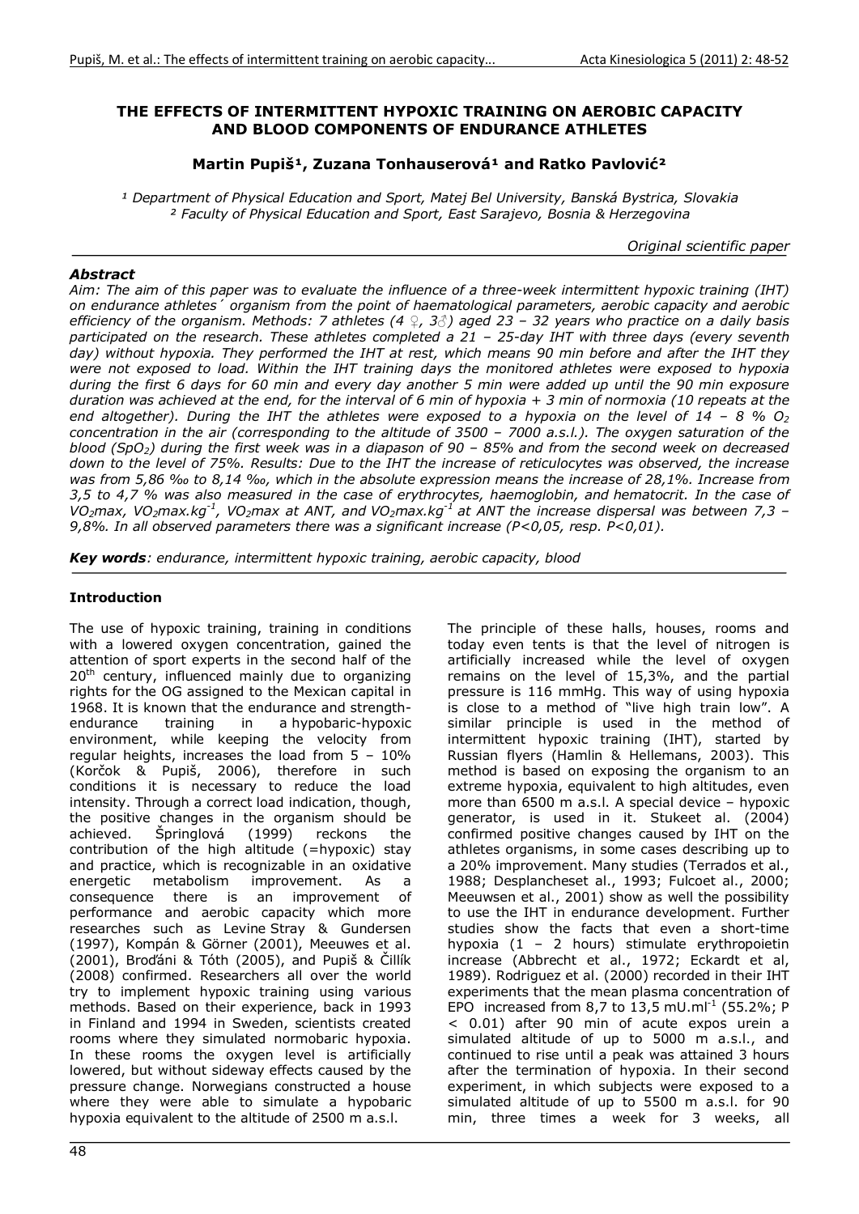# THE EFFECTS OF INTERMITTENT HYPOXIC TRAINING ON AEROBIC CAPACITY AND BLOOD COMPONENTS OF ENDURANCE ATHLETES

**Martin Pupiš[1], Zuzana Tonhauserová[1] and Ratko Pavlović[2]**

*[1] Department of Physical Education and Sport, Matej Bel University, Banská Bystrica, Slovakia*
*[2] Faculty of Physical Education and Sport, East Sarajevo, Bosnia & Herzegovina*

*Original scientific paper*

### *Abstract*

*Aim: The aim of this paper was to evaluate the influence of a three-week intermittent hypoxic training (IHT) on endurance athletes´ organism from the point of haematological parameters, aerobic capacity and aerobic efficiency of the organism. Methods: 7 athletes (4 ♀, 3♂) aged 23 – 32 years who practice on a daily basis participated on the research. These athletes completed a 21 – 25-day IHT with three days (every seventh day) without hypoxia. They performed the IHT at rest, which means 90 min before and after the IHT they were not exposed to load. Within the IHT training days the monitored athletes were exposed to hypoxia during the first 6 days for 60 min and every day another 5 min were added up until the 90 min exposure duration was achieved at the end, for the interval of 6 min of hypoxia + 3 min of normoxia (10 repeats at the end altogether). During the IHT the athletes were exposed to a hypoxia on the level of 14 – 8 % $O_2$ concentration in the air (corresponding to the altitude of 3500 – 7000 a.s.l.). The oxygen saturation of the blood ($SpO_2$) during the first week was in a diapason of 90 – 85% and from the second week on decreased down to the level of 75%. Results: Due to the IHT the increase of reticulocytes was observed, the increase was from 5,86 ‰ to 8,14 ‰, which in the absolute expression means the increase of 28,1%. Increase from 3,5 to 4,7 % was also measured in the case of erythrocytes, haemoglobin, and hematocrit. In the case of $VO_2max$, $VO_2max.kg^{-1}$, $VO_2max$ at ANT, and $VO_2max.kg^{-1}$ at ANT the increase dispersal was between 7,3 – 9,8%. In all observed parameters there was a significant increase (P<0,05, resp. P<0,01).*

***Key words****: endurance, intermittent hypoxic training, aerobic capacity, blood*

### Introduction

The use of hypoxic training, training in conditions with a lowered oxygen concentration, gained the attention of sport experts in the second half of the 20th century, influenced mainly due to organizing rights for the OG assigned to the Mexican capital in 1968. It is known that the endurance and strength-endurance training in a hypobaric-hypoxic environment, while keeping the velocity from regular heights, increases the load from 5 – 10% (Korčok & Pupiš, 2006), therefore in such conditions it is necessary to reduce the load intensity. Through a correct load indication, though, the positive changes in the organism should be achieved. Špringlová (1999) reckons the contribution of the high altitude (=hypoxic) stay and practice, which is recognizable in an oxidative energetic metabolism improvement. As a consequence there is an improvement of performance and aerobic capacity which more researches such as Levine Stray & Gundersen (1997), Kompán & Görner (2001), Meeuwes et al. (2001), Broďáni & Tóth (2005), and Pupiš & Čillík (2008) confirmed. Researchers all over the world try to implement hypoxic training using various methods. Based on their experience, back in 1993 in Finland and 1994 in Sweden, scientists created rooms where they simulated normobaric hypoxia. In these rooms the oxygen level is artificially lowered, but without sideway effects caused by the pressure change. Norwegians constructed a house where they were able to simulate a hypobaric hypoxia equivalent to the altitude of 2500 m a.s.l.

The principle of these halls, houses, rooms and today even tents is that the level of nitrogen is artificially increased while the level of oxygen remains on the level of 15,3%, and the partial pressure is 116 mmHg. This way of using hypoxia is close to a method of "live high train low". A similar principle is used in the method of intermittent hypoxic training (IHT), started by Russian flyers (Hamlin & Hellemans, 2003). This method is based on exposing the organism to an extreme hypoxia, equivalent to high altitudes, even more than 6500 m a.s.l. A special device – hypoxic generator, is used in it. Stukeet al. (2004) confirmed positive changes caused by IHT on the athletes organisms, in some cases describing up to a 20% improvement. Many studies (Terrados et al., 1988; Desplancheset al., 1993; Fulcoet al., 2000; Meeuwsen et al., 2001) show as well the possibility to use the IHT in endurance development. Further studies show the facts that even a short-time hypoxia (1 – 2 hours) stimulate erythropoietin increase (Abbrecht et al., 1972; Eckardt et al, 1989). Rodriguez et al. (2000) recorded in their IHT experiments that the mean plasma concentration of EPO increased from 8,7 to 13,5 $mU.ml^{-1}$ (55.2%; P < 0.01) after 90 min of acute expos urein a simulated altitude of up to 5000 m a.s.l., and continued to rise until a peak was attained 3 hours after the termination of hypoxia. In their second experiment, in which subjects were exposed to a simulated altitude of up to 5500 m a.s.l. for 90 min, three times a week for 3 weeks, all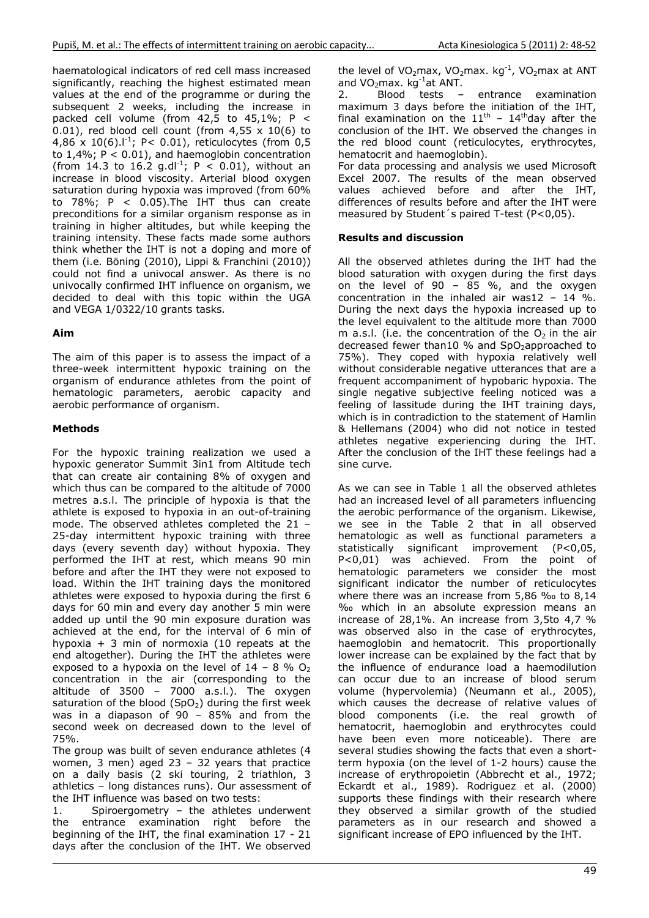haematological indicators of red cell mass increased significantly, reaching the highest estimated mean values at the end of the programme or during the subsequent 2 weeks, including the increase in packed cell volume (from 42,5 to 45,1%; $P < 0.01$), red blood cell count (from 4,55 x 10(6) to 4,86 x 10(6).$l^{-1}$; $P < 0.01$), reticulocytes (from 0,5 to 1,4%; $P < 0.01$), and haemoglobin concentration (from 14.3 to 16.2 g.$dl^{-1}$; $P < 0.01$), without an increase in blood viscosity. Arterial blood oxygen saturation during hypoxia was improved (from 60% to 78%; $P < 0.05$).The IHT thus can create preconditions for a similar organism response as in training in higher altitudes, but while keeping the training intensity. These facts made some authors think whether the IHT is not a doping and more of them (i.e. Böning (2010), Lippi & Franchini (2010)) could not find a univocal answer. As there is no univocally confirmed IHT influence on organism, we decided to deal with this topic within the UGA and VEGA 1/0322/10 grants tasks.

## Aim

The aim of this paper is to assess the impact of a three-week intermittent hypoxic training on the organism of endurance athletes from the point of hematologic parameters, aerobic capacity and aerobic performance of organism.

## Methods

For the hypoxic training realization we used a hypoxic generator Summit 3in1 from Altitude tech that can create air containing 8% of oxygen and which thus can be compared to the altitude of 7000 metres a.s.l. The principle of hypoxia is that the athlete is exposed to hypoxia in an out-of-training mode. The observed athletes completed the 21 – 25-day intermittent hypoxic training with three days (every seventh day) without hypoxia. They performed the IHT at rest, which means 90 min before and after the IHT they were not exposed to load. Within the IHT training days the monitored athletes were exposed to hypoxia during the first 6 days for 60 min and every day another 5 min were added up until the 90 min exposure duration was achieved at the end, for the interval of 6 min of hypoxia + 3 min of normoxia (10 repeats at the end altogether). During the IHT the athletes were exposed to a hypoxia on the level of 14 – 8 % $O_2$ concentration in the air (corresponding to the altitude of 3500 – 7000 a.s.l.). The oxygen saturation of the blood ($SpO_2$) during the first week was in a diapason of 90 – 85% and from the second week on decreased down to the level of 75%.

The group was built of seven endurance athletes (4 women, 3 men) aged 23 – 32 years that practice on a daily basis (2 ski touring, 2 triathlon, 3 athletics – long distances runs). Our assessment of the IHT influence was based on two tests:

1. Spiroergometry – the athletes underwent the entrance examination right before the beginning of the IHT, the final examination 17 - 21 days after the conclusion of the IHT. We observed the level of $VO_2max$, $VO_2max.\ kg^{-1}$, $VO_2max$ at ANT and $VO_2max.\ kg^{-1}$at ANT.
2. Blood tests – entrance examination maximum 3 days before the initiation of the IHT, final examination on the $11^{th}$ – $14^{th}$day after the conclusion of the IHT. We observed the changes in the red blood count (reticulocytes, erythrocytes, hematocrit and haemoglobin).

For data processing and analysis we used Microsoft Excel 2007. The results of the mean observed values achieved before and after the IHT, differences of results before and after the IHT were measured by Student´s paired T-test ($P<0,05$).

## Results and discussion

All the observed athletes during the IHT had the blood saturation with oxygen during the first days on the level of 90 – 85 %, and the oxygen concentration in the inhaled air was12 – 14 %. During the next days the hypoxia increased up to the level equivalent to the altitude more than 7000 m a.s.l. (i.e. the concentration of the $O_2$ in the air decreased fewer than10 % and $SpO_2$approached to 75%). They coped with hypoxia relatively well without considerable negative utterances that are a frequent accompaniment of hypobaric hypoxia. The single negative subjective feeling noticed was a feeling of lassitude during the IHT training days, which is in contradiction to the statement of Hamlin & Hellemans (2004) who did not notice in tested athletes negative experiencing during the IHT. After the conclusion of the IHT these feelings had a sine curve.

As we can see in Table 1 all the observed athletes had an increased level of all parameters influencing the aerobic performance of the organism. Likewise, we see in the Table 2 that in all observed hematologic as well as functional parameters a statistically significant improvement ($P<0,05$, $P<0,01$) was achieved. From the point of hematologic parameters we consider the most significant indicator the number of reticulocytes where there was an increase from 5,86 ‰ to 8,14 ‰ which in an absolute expression means an increase of 28,1%. An increase from 3,5to 4,7 % was observed also in the case of erythrocytes, haemoglobin and hematocrit. This proportionally lower increase can be explained by the fact that by the influence of endurance load a haemodilution can occur due to an increase of blood serum volume (hypervolemia) (Neumann et al., 2005), which causes the decrease of relative values of blood components (i.e. the real growth of hematocrit, haemoglobin and erythrocytes could have been even more noticeable). There are several studies showing the facts that even a short-term hypoxia (on the level of 1-2 hours) cause the increase of erythropoietin (Abbrecht et al., 1972; Eckardt et al., 1989). Rodriguez et al. (2000) supports these findings with their research where they observed a similar growth of the studied parameters as in our research and showed a significant increase of EPO influenced by the IHT.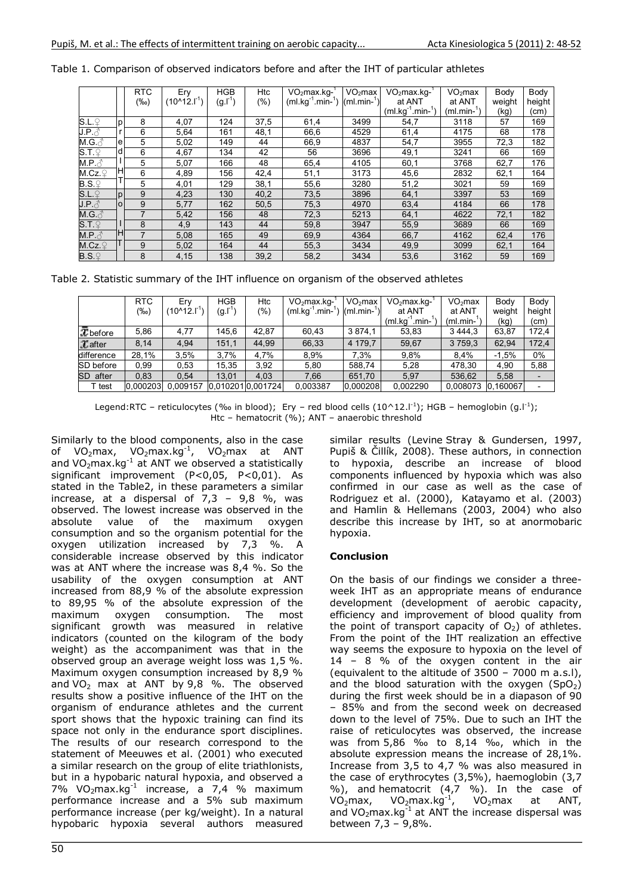Table 1. Comparison of observed indicators before and after the IHT of particular athletes

| | | RTC (‰) | Ery ($10^{12}.l^{-1}$) | HGB ($g.l^{-1}$) | Htc (%) | $VO_2max.kg^{-1}$ ($ml.kg^{-1}.min^{-1}$) | $VO_2max$ ($ml.min^{-1}$) | $VO_2max.kg^{-1}$ at ANT ($ml.kg^{-1}.min^{-1}$) | $VO_2max$ at ANT ($ml.min^{-1}$) | Body weight (kg) | Body height (cm) |
|---|---|---|---|---|---|---|---|---|---|---|---|
| S.L.♀ | pred IHT | 8 | 4,07 | 124 | 37,5 | 61,4 | 3499 | 54,7 | 3118 | 57 | 169 |
| J.P.♂ | | 6 | 5,64 | 161 | 48,1 | 66,6 | 4529 | 61,4 | 4175 | 68 | 178 |
| M.G.♂ | | 5 | 5,02 | 149 | 44 | 66,9 | 4837 | 54,7 | 3955 | 72,3 | 182 |
| S.T.♀ | | 6 | 4,67 | 134 | 42 | 56 | 3696 | 49,1 | 3241 | 66 | 169 |
| M.P.♂ | | 5 | 5,07 | 166 | 48 | 65,4 | 4105 | 60,1 | 3768 | 62,7 | 176 |
| M.Cz.♀ | | 6 | 4,89 | 156 | 42,4 | 51,1 | 3173 | 45,6 | 2832 | 62,1 | 164 |
| B.S.♀ | | 5 | 4,01 | 129 | 38,1 | 55,6 | 3280 | 51,2 | 3021 | 59 | 169 |
| S.L.♀ | po IHT | 9 | 4,23 | 130 | 40,2 | 73,5 | 3896 | 64,1 | 3397 | 53 | 169 |
| J.P.♂ | | 9 | 5,77 | 162 | 50,5 | 75,3 | 4970 | 63,4 | 4184 | 66 | 178 |
| M.G.♂ | | 7 | 5,42 | 156 | 48 | 72,3 | 5213 | 64,1 | 4622 | 72,1 | 182 |
| S.T.♀ | | 8 | 4,9 | 143 | 44 | 59,8 | 3947 | 55,9 | 3689 | 66 | 169 |
| M.P.♂ | | 7 | 5,08 | 165 | 49 | 69,9 | 4364 | 66,7 | 4162 | 62,4 | 176 |
| M.Cz.♀ | | 9 | 5,02 | 164 | 44 | 55,3 | 3434 | 49,9 | 3099 | 62,1 | 164 |
| B.S.♀ | | 8 | 4,15 | 138 | 39,2 | 58,2 | 3434 | 53,6 | 3162 | 59 | 169 |

Table 2. Statistic summary of the IHT influence on organism of the observed athletes

| | RTC (‰) | Ery ($10^{12}.l^{-1}$) | HGB ($g.l^{-1}$) | Htc (%) | $VO_2max.kg^{-1}$ ($ml.kg^{-1}.min^{-1}$) | $VO_2max$ ($ml.min^{-1}$) | $VO_2max.kg^{-1}$ at ANT ($ml.kg^{-1}.min^{-1}$) | $VO_2max$ at ANT ($ml.min^{-1}$) | Body weight (kg) | Body height (cm) |
|---|---|---|---|---|---|---|---|---|---|---|
| $\bar{x}$ before | 5,86 | 4,77 | 145,6 | 42,87 | 60,43 | 3 874,1 | 53,83 | 3 444,3 | 63,87 | 172,4 |
| $\bar{x}$ after | 8,14 | 4,94 | 151,1 | 44,99 | 66,33 | 4 179,7 | 59,67 | 3 759,3 | 62,94 | 172,4 |
| difference | 28,1% | 3,5% | 3,7% | 4,7% | 8,9% | 7,3% | 9,8% | 8,4% | -1,5% | 0% |
| SD before | 0,99 | 0,53 | 15,35 | 3,92 | 5,80 | 588,74 | 5,28 | 478,30 | 4,90 | 5,88 |
| SD after | 0,83 | 0,54 | 13,01 | 4,03 | 7,66 | 651,70 | 5,97 | 536,62 | 5,58 | - |
| T test | 0,000203 | 0,009157 | 0,010201 | 0,001724 | 0,003387 | 0,000208 | 0,002290 | 0,008073 | 0,160067 | - |

Legend: RTC – reticulocytes (‰ in blood); Ery – red blood cells ($10^{12}.l^{-1}$); HGB – hemoglobin ($g.l^{-1}$); Htc – hematocrit (%); ANT – anaerobic threshold

Similarly to the blood components, also in the case of $VO_2max$, $VO_2max.kg^{-1}$, $VO_2max$ at ANT and $VO_2max.kg^{-1}$ at ANT we observed a statistically significant improvement ($P<0,05$, $P<0,01$). As stated in the Table2, in these parameters a similar increase, at a dispersal of 7,3 – 9,8 %, was observed. The lowest increase was observed in the absolute value of the maximum oxygen consumption and so the organism potential for the oxygen utilization increased by 7,3 %. A considerable increase observed by this indicator was at ANT where the increase was 8,4 %. So the usability of the oxygen consumption at ANT increased from 88,9 % of the absolute expression to 89,95 % of the absolute expression of the maximum oxygen consumption. The most significant growth was measured in relative indicators (counted on the kilogram of the body weight) as the accompaniment was that in the observed group an average weight loss was 1,5 %. Maximum oxygen consumption increased by 8,9 % and $VO_2$ max at ANT by 9,8 %. The observed results show a positive influence of the IHT on the organism of endurance athletes and the current sport shows that the hypoxic training can find its space not only in the endurance sport disciplines. The results of our research correspond to the statement of Meeuwes et al. (2001) who executed a similar research on the group of elite triathlonists, but in a hypobaric natural hypoxia, and observed a 7% $VO_2max.kg^{-1}$ increase, a 7,4 % maximum performance increase and a 5% sub maximum performance increase (per kg/weight). In a natural hypobaric hypoxia several authors measured similar results (Levine Stray & Gundersen, 1997, Pupiš & Čillík, 2008). These authors, in connection to hypoxia, describe an increase of blood components influenced by hypoxia which was also confirmed in our case as well as the case of Rodriguez et al. (2000), Katayamo et al. (2003) and Hamlin & Hellemans (2003, 2004) who also describe this increase by IHT, so at anormobaric hypoxia.

## Conclusion

On the basis of our findings we consider a three-week IHT as an appropriate means of endurance development (development of aerobic capacity, efficiency and improvement of blood quality from the point of transport capacity of $O_2$) of athletes. From the point of the IHT realization an effective way seems the exposure to hypoxia on the level of 14 – 8 % of the oxygen content in the air (equivalent to the altitude of 3500 – 7000 m a.s.l), and the blood saturation with the oxygen ($SpO_2$) during the first week should be in a diapason of 90 – 85% and from the second week on decreased down to the level of 75%. Due to such an IHT the raise of reticulocytes was observed, the increase was from 5,86 ‰ to 8,14 ‰, which in the absolute expression means the increase of 28,1%. Increase from 3,5 to 4,7 % was also measured in the case of erythrocytes (3,5%), haemoglobin (3,7 %), and hematocrit (4,7 %). In the case of $VO_2max$, $VO_2max.kg^{-1}$, $VO_2max$ at ANT, and $VO_2max.kg^{-1}$ at ANT the increase dispersal was between 7,3 – 9,8%.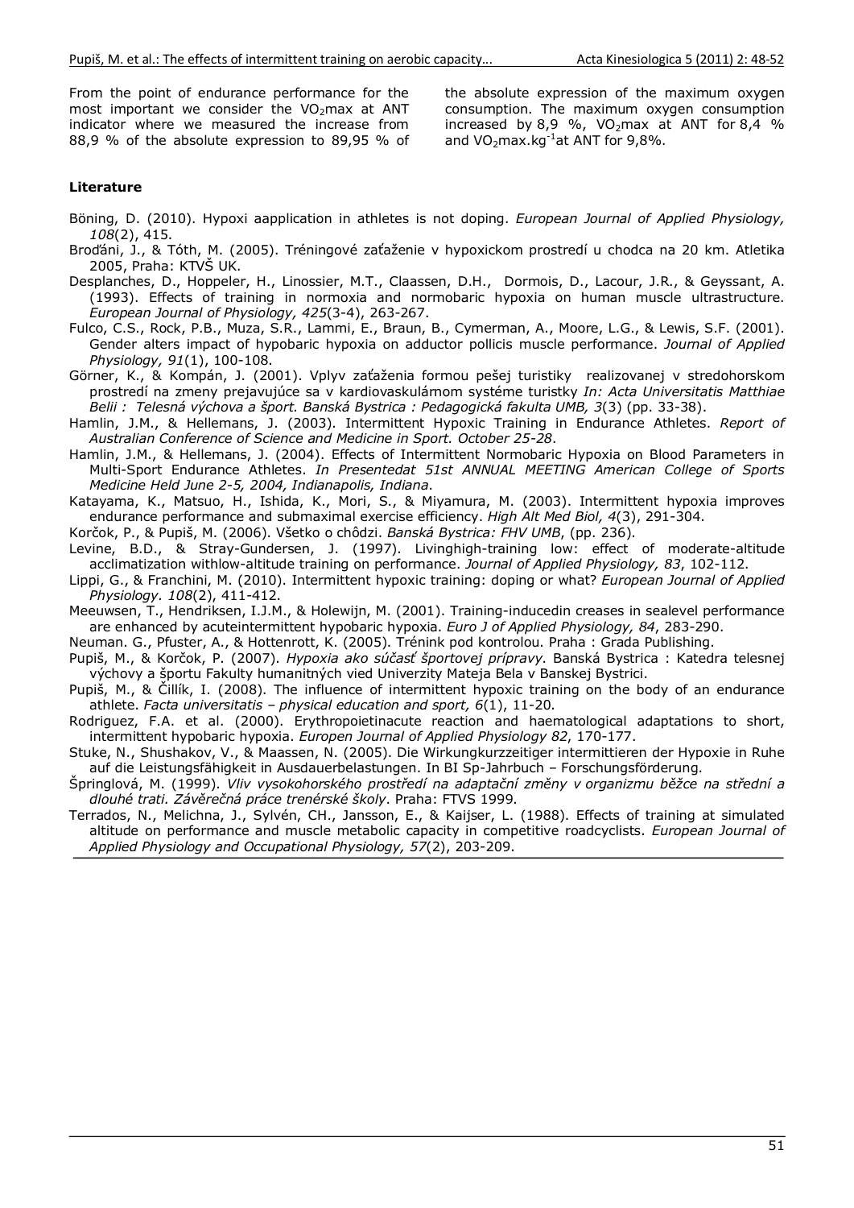From the point of endurance performance for the most important we consider the $VO_2$max at ANT indicator where we measured the increase from 88,9 % of the absolute expression to 89,95 % of the absolute expression of the maximum oxygen consumption. The maximum oxygen consumption increased by 8,9 %, $VO_2$max at ANT for 8,4 % and $VO_2$max.kg$^{-1}$at ANT for 9,8%.

### Literature

Böning, D. (2010). Hypoxi aapplication in athletes is not doping. *European Journal of Applied Physiology, 108*(2), 415.

Broďáni, J., & Tóth, M. (2005). Tréningové zaťaženie v hypoxickom prostredí u chodca na 20 km. Atletika 2005, Praha: KTVŠ UK.

Desplanches, D., Hoppeler, H., Linossier, M.T., Claassen, D.H., Dormois, D., Lacour, J.R., & Geyssant, A. (1993). Effects of training in normoxia and normobaric hypoxia on human muscle ultrastructure. *European Journal of Physiology, 425*(3-4), 263-267.

Fulco, C.S., Rock, P.B., Muza, S.R., Lammi, E., Braun, B., Cymerman, A., Moore, L.G., & Lewis, S.F. (2001). Gender alters impact of hypobaric hypoxia on adductor pollicis muscle performance. *Journal of Applied Physiology, 91*(1), 100-108.

Görner, K., & Kompán, J. (2001). Vplyv zaťaženia formou pešej turistiky realizovanej v stredohorskom prostredí na zmeny prejavujúce sa v kardiovaskulárnom systéme turistky *In: Acta Universitatis Matthiae Belii : Telesná výchova a šport. Banská Bystrica : Pedagogická fakulta UMB, 3*(3) (pp. 33-38).

Hamlin, J.M., & Hellemans, J. (2003). Intermittent Hypoxic Training in Endurance Athletes. *Report of Australian Conference of Science and Medicine in Sport. October 25-28*.

Hamlin, J.M., & Hellemans, J. (2004). Effects of Intermittent Normobaric Hypoxia on Blood Parameters in Multi-Sport Endurance Athletes. *In Presentedat 51st ANNUAL MEETING American College of Sports Medicine Held June 2-5, 2004, Indianapolis, Indiana*.

Katayama, K., Matsuo, H., Ishida, K., Mori, S., & Miyamura, M. (2003). Intermittent hypoxia improves endurance performance and submaximal exercise efficiency. *High Alt Med Biol, 4*(3), 291-304.

Korčok, P., & Pupiš, M. (2006). Všetko o chôdzi. *Banská Bystrica: FHV UMB*, (pp. 236).

Levine, B.D., & Stray-Gundersen, J. (1997). Livinghigh-training low: effect of moderate-altitude acclimatization withlow-altitude training on performance. *Journal of Applied Physiology, 83*, 102-112.

Lippi, G., & Franchini, M. (2010). Intermittent hypoxic training: doping or what? *European Journal of Applied Physiology. 108*(2), 411-412.

Meeuwsen, T., Hendriksen, I.J.M., & Holewijn, M. (2001). Training-inducedin creases in sealevel performance are enhanced by acuteintermittent hypobaric hypoxia. *Euro J of Applied Physiology, 84*, 283-290.

Neuman. G., Pfuster, A., & Hottenrott, K. (2005). Trénink pod kontrolou. Praha : Grada Publishing.

Pupiš, M., & Korčok, P. (2007). *Hypoxia ako súčasť športovej prípravy*. Banská Bystrica : Katedra telesnej výchovy a športu Fakulty humanitných vied Univerzity Mateja Bela v Banskej Bystrici.

Pupiš, M., & Čillík, I. (2008). The influence of intermittent hypoxic training on the body of an endurance athlete. *Facta universitatis – physical education and sport, 6*(1), 11-20.

Rodriguez, F.A. et al. (2000). Erythropoietinacute reaction and haematological adaptations to short, intermittent hypobaric hypoxia. *Europen Journal of Applied Physiology 82*, 170-177.

Stuke, N., Shushakov, V., & Maassen, N. (2005). Die Wirkungkurzzeitiger intermittieren der Hypoxie in Ruhe auf die Leistungsfähigkeit in Ausdauerbelastungen. In BI Sp-Jahrbuch – Forschungsförderung.

Šprinqlová, M. (1999). *Vliv vysokohorského prostředí na adaptační změny v organizmu běžce na střední a dlouhé trati. Závěrečná práce trenérské školy*. Praha: FTVS 1999.

Terrados, N., Melichna, J., Sylvén, CH., Jansson, E., & Kaijser, L. (1988). Effects of training at simulated altitude on performance and muscle metabolic capacity in competitive roadcyclists. *European Journal of Applied Physiology and Occupational Physiology, 57*(2), 203-209.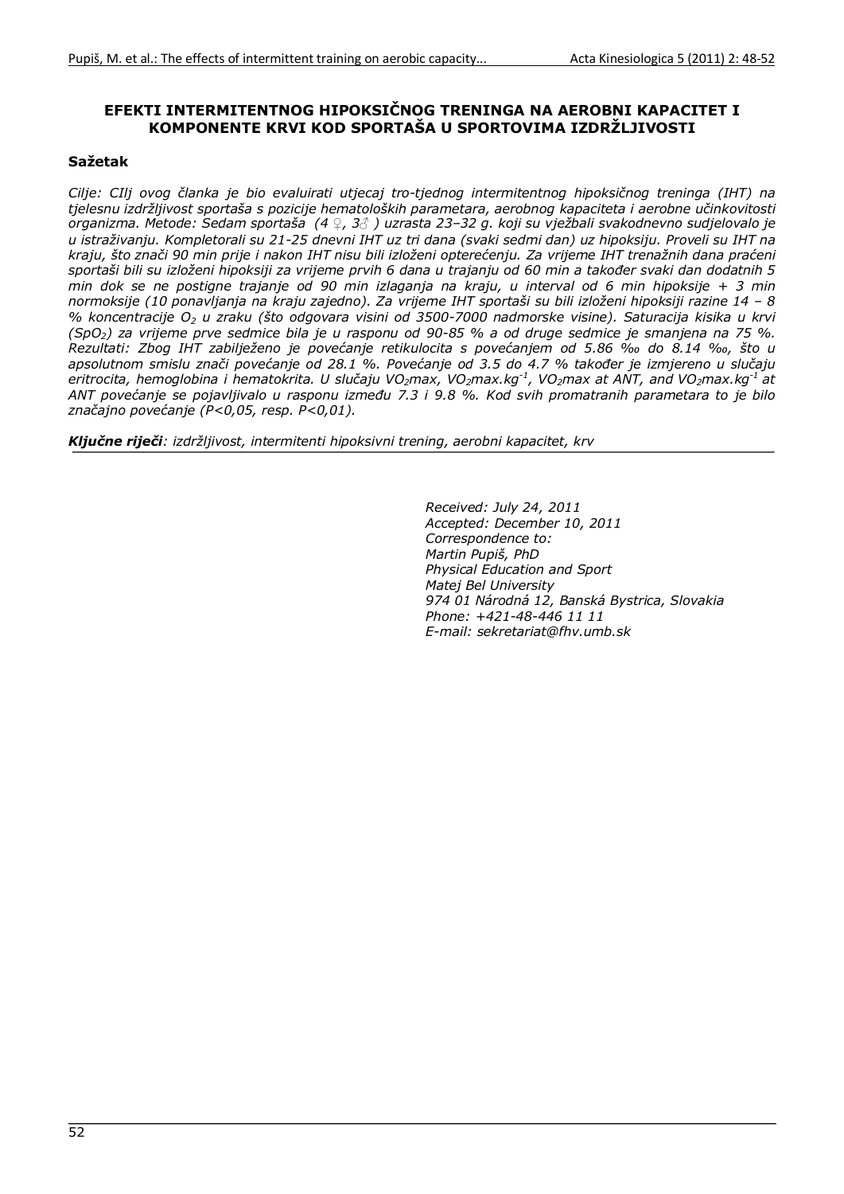## EFEKTI INTERMITENTNOG HIPOKSIČNOG TRENINGA NA AEROBNI KAPACITET I KOMPONENTE KRVI KOD SPORTAŠA U SPORTOVIMA IZDRŽLJIVOSTI

### Sažetak

*Cilje: CIlj ovog članka je bio evaluirati utjecaj tro-tjednog intermitentnog hipoksičnog treninga (IHT) na tjelesnu izdržljivost sportaša s pozicije hematoloških parametara, aerobnog kapaciteta i aerobne učinkovitosti organizma. Metode: Sedam sportaša (4 ♀, 3♂ ) uzrasta 23–32 g. koji su vježbali svakodnevno sudjelovalo je u istraživanju. Kompletorali su 21-25 dnevni IHT uz tri dana (svaki sedmi dan) uz hipoksiju. Proveli su IHT na kraju, što znači 90 min prije i nakon IHT nisu bili izloženi opterećenju. Za vrijeme IHT trenažnih dana praćeni sportaši bili su izloženi hipoksiji za vrijeme prvih 6 dana u trajanju od 60 min a također svaki dan dodatnih 5 min dok se ne postigne trajanje od 90 min izlaganja na kraju, u interval od 6 min hipoksije + 3 min normoksije (10 ponavljanja na kraju zajedno). Za vrijeme IHT sportaši su bili izloženi hipoksiji razine 14 – 8 % koncentracije $O_2$ u zraku (što odgovara visini od 3500-7000 nadmorske visine). Saturacija kisika u krvi ($SpO_2$) za vrijeme prve sedmice bila je u rasponu od 90-85 % a od druge sedmice je smanjena na 75 %. Rezultati: Zbog IHT zabilježeno je povećanje retikulocita s povećanjem od 5.86 ‰ do 8.14 ‰, što u apsolutnom smislu znači povećanje od 28.1 %. Povećanje od 3.5 do 4.7 % također je izmjereno u slučaju eritrocita, hemoglobina i hematokrita. U slučaju $VO_2max$, $VO_2max.kg^{-1}$, $VO_2max$ at ANT, and $VO_2max.kg^{-1}$ at ANT povećanje se pojavljivalo u rasponu između 7.3 i 9.8 %. Kod svih promatranih parametara to je bilo značajno povećanje (P<0,05, resp. P<0,01).*

***Ključne riječi**: izdržljivost, intermitenti hipoksivni trening, aerobni kapacitet, krv*

*Received: July 24, 2011*
*Accepted: December 10, 2011*
*Correspondence to:*
*Martin Pupiš, PhD*
*Physical Education and Sport*
*Matej Bel University*
*974 01 Národná 12, Banská Bystrica, Slovakia*
*Phone: +421-48-446 11 11*
*E-mail: sekretariat@fhv.umb.sk*